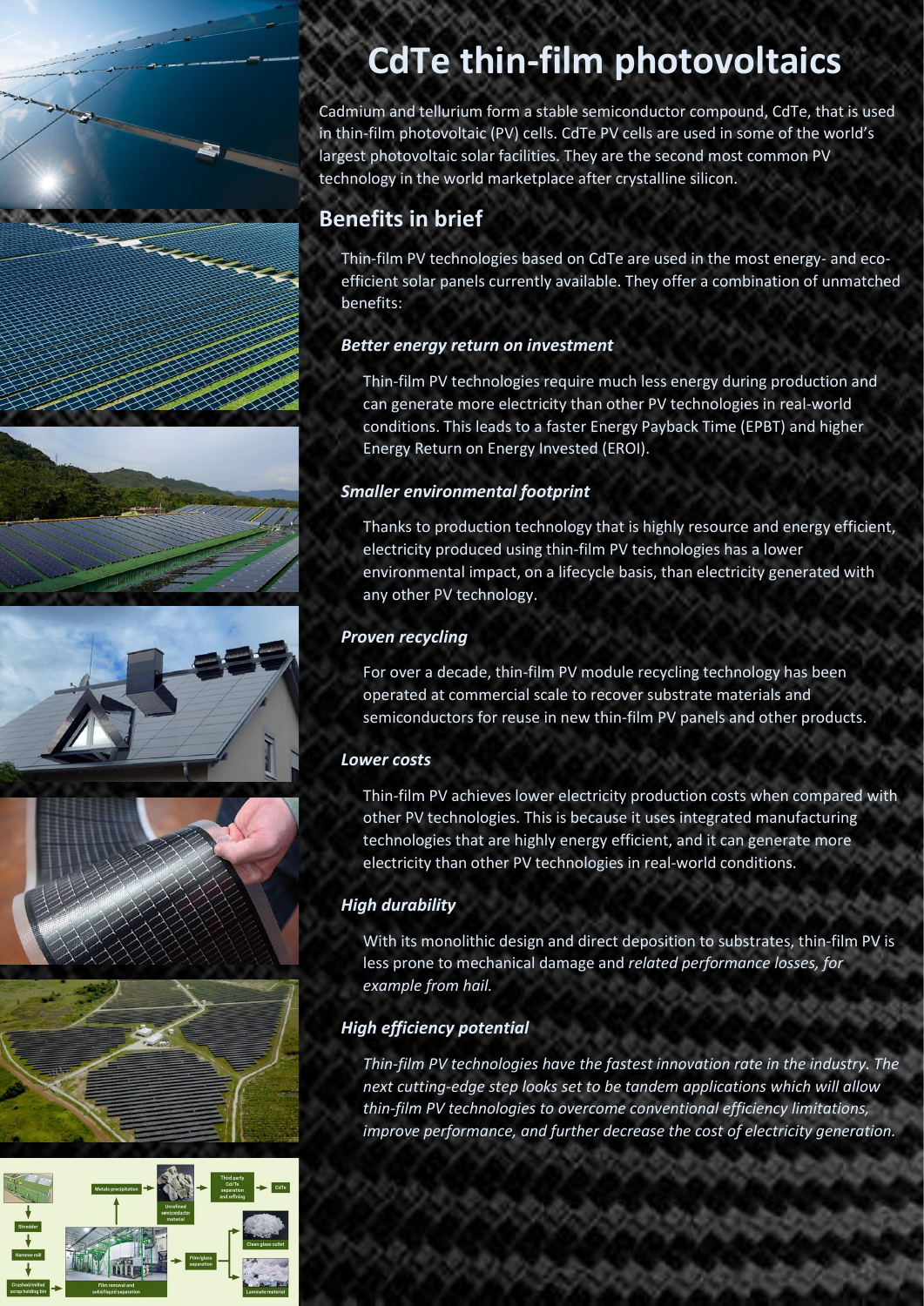# CdTe thin-film photovoltaics

Cadmium and tellurium form a stable semiconductor compound, CdTe, that is used in thin-film photovoltaic (PV) cells. CdTe PV cells are used in some of the world's largest photovoltaic solar facilities. They are the second most common PV technology in the world marketplace after crystalline silicon.

## Benefits in brief

Thin-film PV technologies based on CdTe are used in the most energy- and eco-efficient solar panels currently available. They offer a combination of unmatched benefits:

### *Better energy return on investment*

Thin-film PV technologies require much less energy during production and can generate more electricity than other PV technologies in real-world conditions. This leads to a faster Energy Payback Time (EPBT) and higher Energy Return on Energy Invested (EROI).

### *Smaller environmental footprint*

Thanks to production technology that is highly resource and energy efficient, electricity produced using thin-film PV technologies has a lower environmental impact, on a lifecycle basis, than electricity generated with any other PV technology.

### *Proven recycling*

For over a decade, thin-film PV module recycling technology has been operated at commercial scale to recover substrate materials and semiconductors for reuse in new thin-film PV panels and other products.

### *Lower costs*

Thin-film PV achieves lower electricity production costs when compared with other PV technologies. This is because it uses integrated manufacturing technologies that are highly energy efficient, and it can generate more electricity than other PV technologies in real-world conditions.

### *High durability*

With its monolithic design and direct deposition to substrates, thin-film PV is less prone to mechanical damage and *related performance losses, for example from hail.*

### *High efficiency potential*

*Thin-film PV technologies have the fastest innovation rate in the industry. The next cutting-edge step looks set to be tandem applications which will allow thin-film PV technologies to overcome conventional efficiency limitations, improve performance, and further decrease the cost of electricity generation.*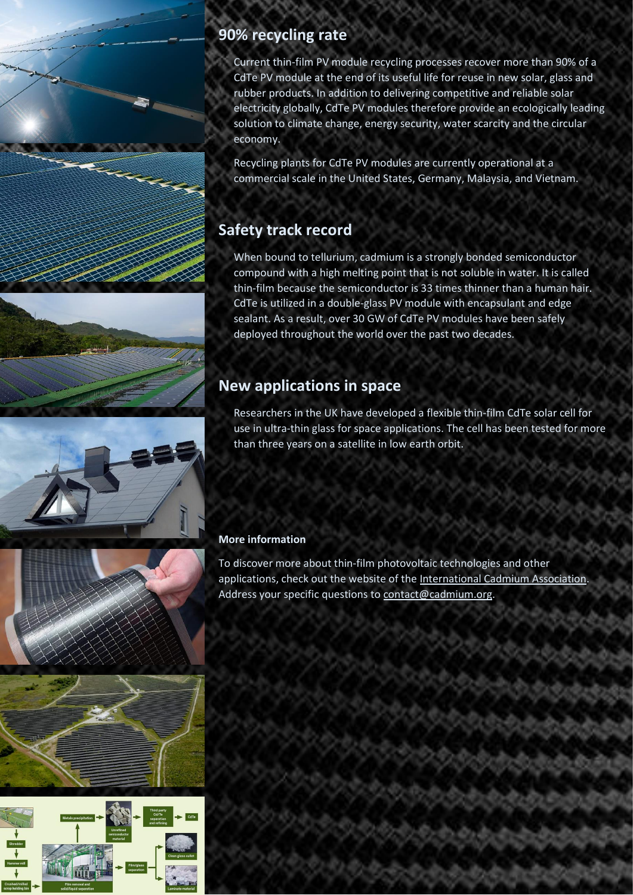## 90% recycling rate

Current thin-film PV module recycling processes recover more than 90% of a CdTe PV module at the end of its useful life for reuse in new solar, glass and rubber products. In addition to delivering competitive and reliable solar electricity globally, CdTe PV modules therefore provide an ecologically leading solution to climate change, energy security, water scarcity and the circular economy.

Recycling plants for CdTe PV modules are currently operational at a commercial scale in the United States, Germany, Malaysia, and Vietnam.

## Safety track record

When bound to tellurium, cadmium is a strongly bonded semiconductor compound with a high melting point that is not soluble in water. It is called thin-film because the semiconductor is 33 times thinner than a human hair. CdTe is utilized in a double-glass PV module with encapsulant and edge sealant. As a result, over 30 GW of CdTe PV modules have been safely deployed throughout the world over the past two decades.

## New applications in space

Researchers in the UK have developed a flexible thin-film CdTe solar cell for use in ultra-thin glass for space applications. The cell has been tested for more than three years on a satellite in low earth orbit.

**More information**

To discover more about thin-film photovoltaic technologies and other applications, check out the website of the International Cadmium Association. Address your specific questions to contact@cadmium.org.